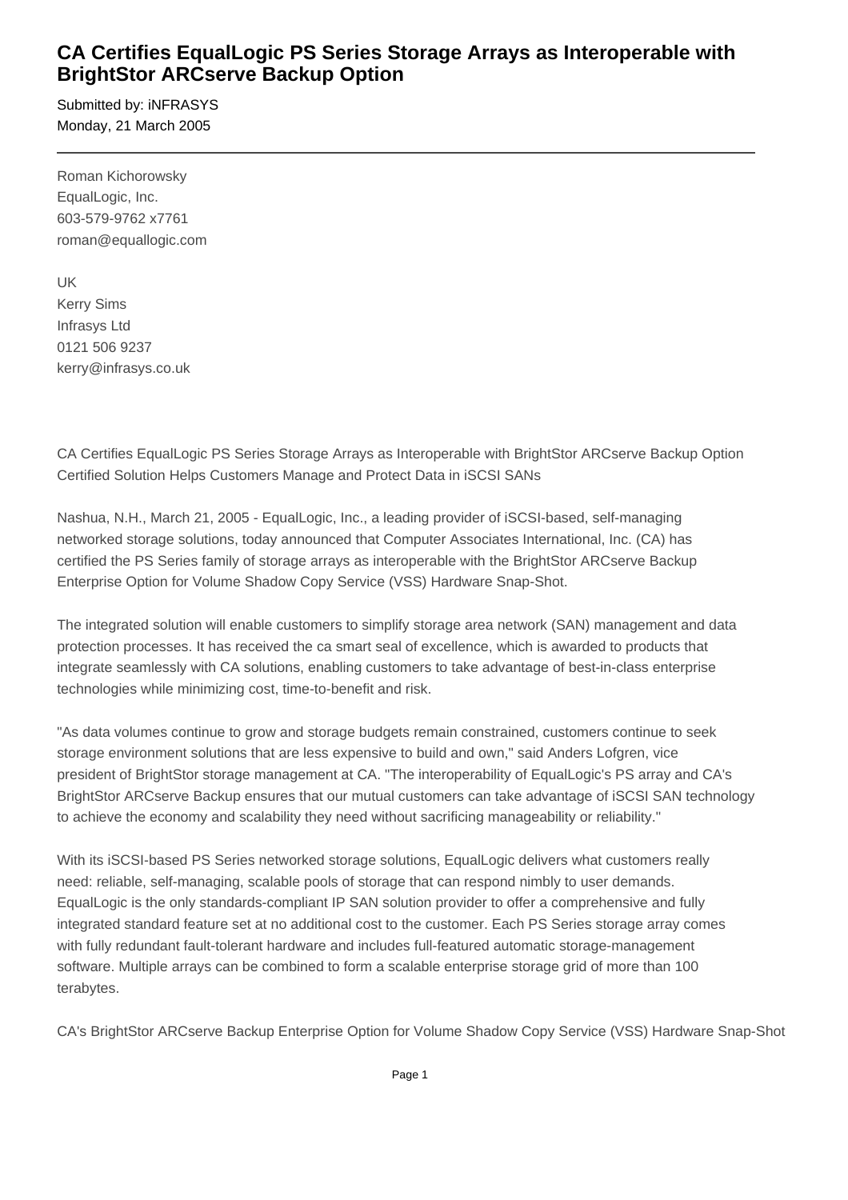# CA Certifies EqualLogic PS Series Storage Arrays as Interoperable with BrightStor ARCserve Backup Option

Submitted by: iNFRASYS
Monday, 21 March 2005

---

Roman Kichorowsky
EqualLogic, Inc.
603-579-9762 x7761
roman@equallogic.com

UK
Kerry Sims
Infrasys Ltd
0121 506 9237
kerry@infrasys.co.uk

CA Certifies EqualLogic PS Series Storage Arrays as Interoperable with BrightStor ARCserve Backup Option
Certified Solution Helps Customers Manage and Protect Data in iSCSI SANs

Nashua, N.H., March 21, 2005 - EqualLogic, Inc., a leading provider of iSCSI-based, self-managing networked storage solutions, today announced that Computer Associates International, Inc. (CA) has certified the PS Series family of storage arrays as interoperable with the BrightStor ARCserve Backup Enterprise Option for Volume Shadow Copy Service (VSS) Hardware Snap-Shot.

The integrated solution will enable customers to simplify storage area network (SAN) management and data protection processes. It has received the ca smart seal of excellence, which is awarded to products that integrate seamlessly with CA solutions, enabling customers to take advantage of best-in-class enterprise technologies while minimizing cost, time-to-benefit and risk.

"As data volumes continue to grow and storage budgets remain constrained, customers continue to seek storage environment solutions that are less expensive to build and own," said Anders Lofgren, vice president of BrightStor storage management at CA. "The interoperability of EqualLogic's PS array and CA's BrightStor ARCserve Backup ensures that our mutual customers can take advantage of iSCSI SAN technology to achieve the economy and scalability they need without sacrificing manageability or reliability."

With its iSCSI-based PS Series networked storage solutions, EqualLogic delivers what customers really need: reliable, self-managing, scalable pools of storage that can respond nimbly to user demands. EqualLogic is the only standards-compliant IP SAN solution provider to offer a comprehensive and fully integrated standard feature set at no additional cost to the customer. Each PS Series storage array comes with fully redundant fault-tolerant hardware and includes full-featured automatic storage-management software. Multiple arrays can be combined to form a scalable enterprise storage grid of more than 100 terabytes.

CA's BrightStor ARCserve Backup Enterprise Option for Volume Shadow Copy Service (VSS) Hardware Snap-Shot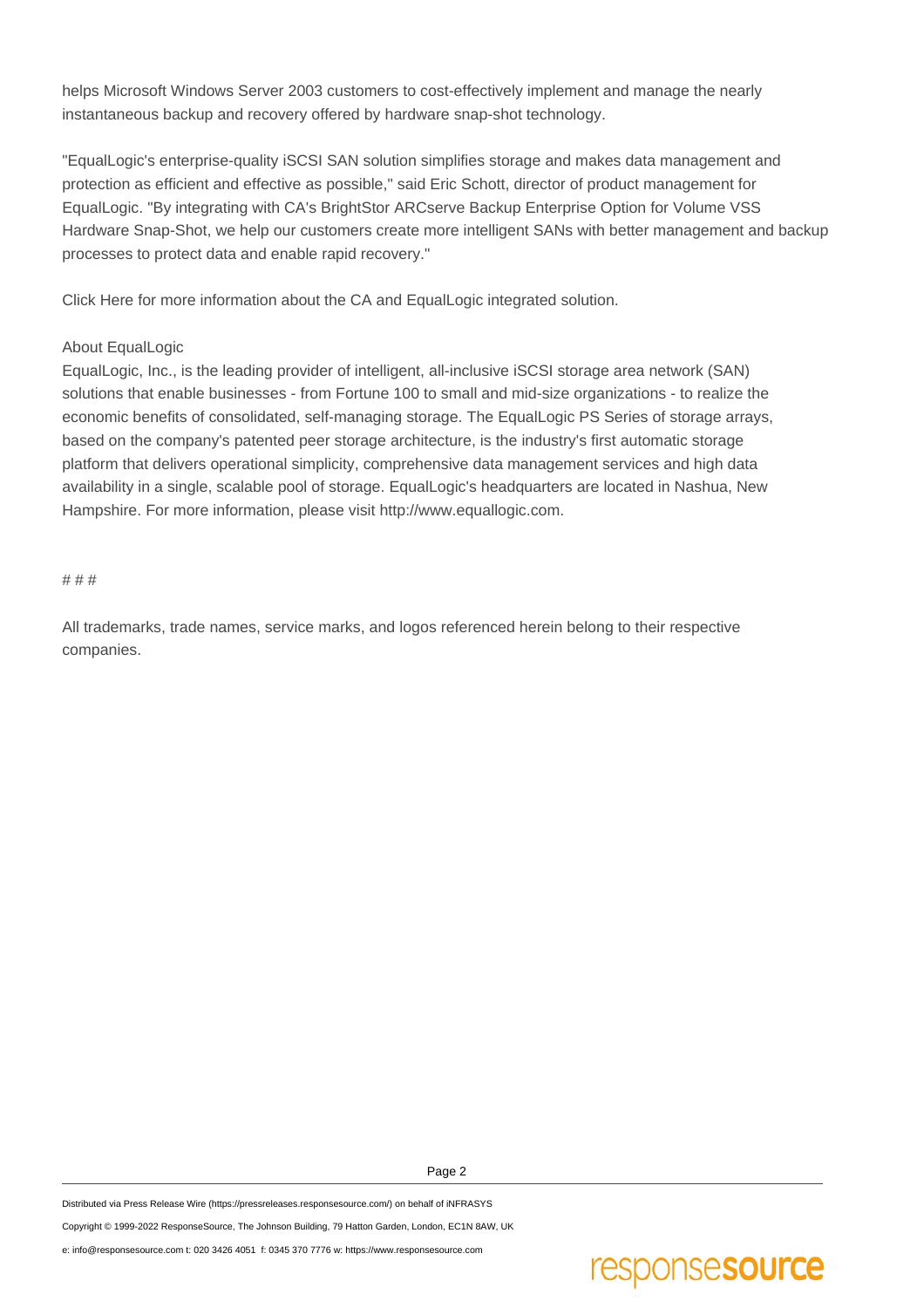helps Microsoft Windows Server 2003 customers to cost-effectively implement and manage the nearly instantaneous backup and recovery offered by hardware snap-shot technology.

"EqualLogic's enterprise-quality iSCSI SAN solution simplifies storage and makes data management and protection as efficient and effective as possible," said Eric Schott, director of product management for EqualLogic. "By integrating with CA's BrightStor ARCserve Backup Enterprise Option for Volume VSS Hardware Snap-Shot, we help our customers create more intelligent SANs with better management and backup processes to protect data and enable rapid recovery."

Click Here for more information about the CA and EqualLogic integrated solution.

About EqualLogic
EqualLogic, Inc., is the leading provider of intelligent, all-inclusive iSCSI storage area network (SAN) solutions that enable businesses - from Fortune 100 to small and mid-size organizations - to realize the economic benefits of consolidated, self-managing storage. The EqualLogic PS Series of storage arrays, based on the company's patented peer storage architecture, is the industry's first automatic storage platform that delivers operational simplicity, comprehensive data management services and high data availability in a single, scalable pool of storage. EqualLogic's headquarters are located in Nashua, New Hampshire. For more information, please visit http://www.equallogic.com.

# # #

All trademarks, trade names, service marks, and logos referenced herein belong to their respective companies.

Distributed via Press Release Wire (https://pressreleases.responsesource.com/) on behalf of iNFRASYS

Copyright © 1999-2022 ResponseSource, The Johnson Building, 79 Hatton Garden, London, EC1N 8AW, UK

e: info@responsesource.com t: 020 3426 4051 f: 0345 370 7776 w: https://www.responsesource.com